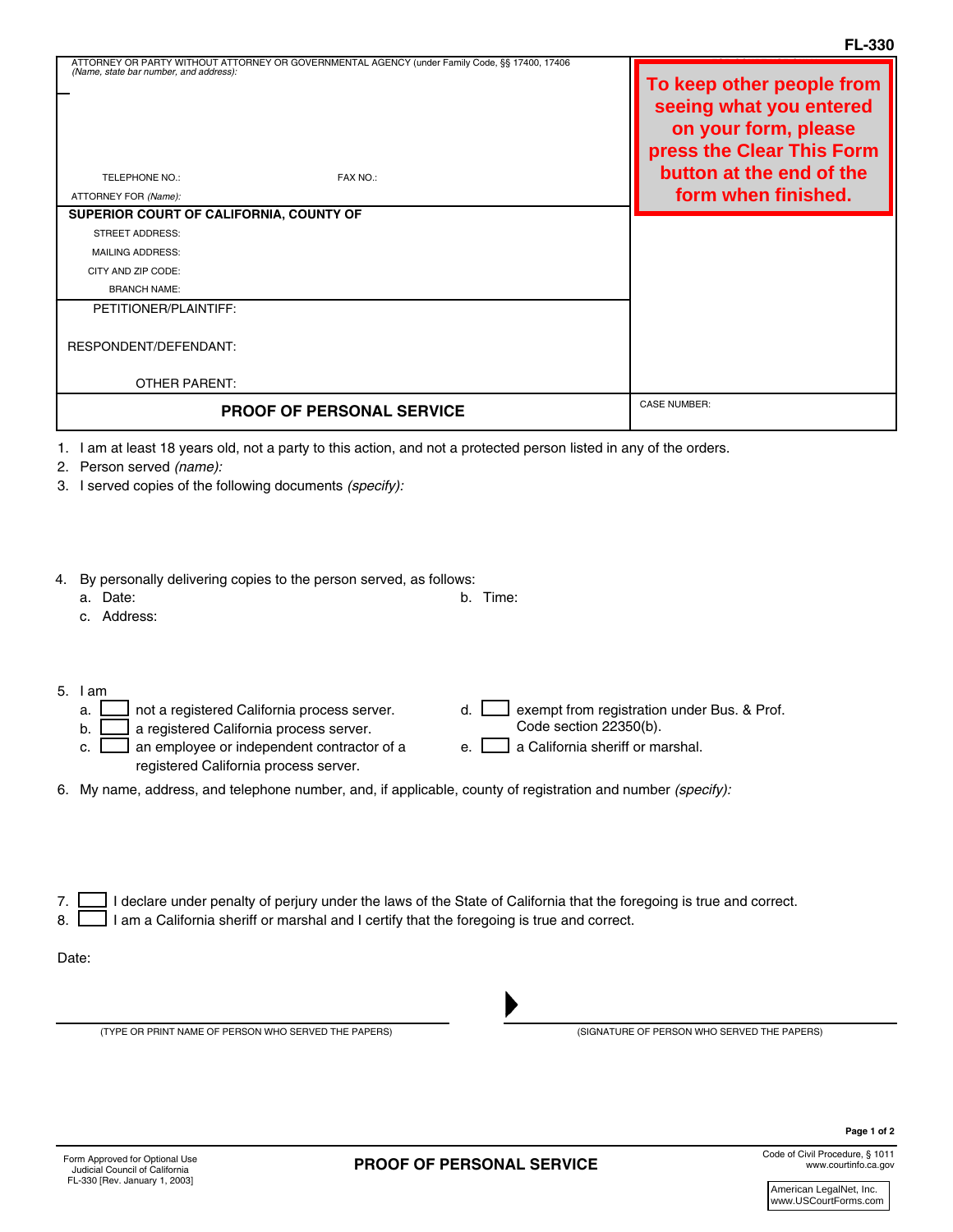FL-330

ATTORNEY OR PARTY WITHOUT ATTORNEY OR GOVERNMENTAL AGENCY (under Family Code, §§ 17400, 17406
*(Name, state bar number, and address):*

TELEPHONE NO.: FAX NO.:

ATTORNEY FOR *(Name):*

**To keep other people from seeing what you entered on your form, please press the Clear This Form button at the end of the form when finished.**

**SUPERIOR COURT OF CALIFORNIA, COUNTY OF**

STREET ADDRESS:

MAILING ADDRESS:

CITY AND ZIP CODE:

BRANCH NAME:

PETITIONER/PLAINTIFF:

RESPONDENT/DEFENDANT:

OTHER PARENT:

**PROOF OF PERSONAL SERVICE**

CASE NUMBER:

1. I am at least 18 years old, not a party to this action, and not a protected person listed in any of the orders.
2. Person served *(name):*
3. I served copies of the following documents *(specify):*

4. By personally delivering copies to the person served, as follows:
   a. Date: b. Time:
   c. Address:

5. I am
   a. ☐ not a registered California process server.
   b. ☐ a registered California process server.
   c. ☐ an employee or independent contractor of a registered California process server.
   d. ☐ exempt from registration under Bus. & Prof. Code section 22350(b).
   e. ☐ a California sheriff or marshal.

6. My name, address, and telephone number, and, if applicable, county of registration and number *(specify):*

7. ☐ I declare under penalty of perjury under the laws of the State of California that the foregoing is true and correct.
8. ☐ I am a California sheriff or marshal and I certify that the foregoing is true and correct.

Date:

(TYPE OR PRINT NAME OF PERSON WHO SERVED THE PAPERS) (SIGNATURE OF PERSON WHO SERVED THE PAPERS)

Form Approved for Optional Use
Judicial Council of California
FL-330 [Rev. January 1, 2003]

**PROOF OF PERSONAL SERVICE**

Code of Civil Procedure, § 1011
www.courtinfo.ca.gov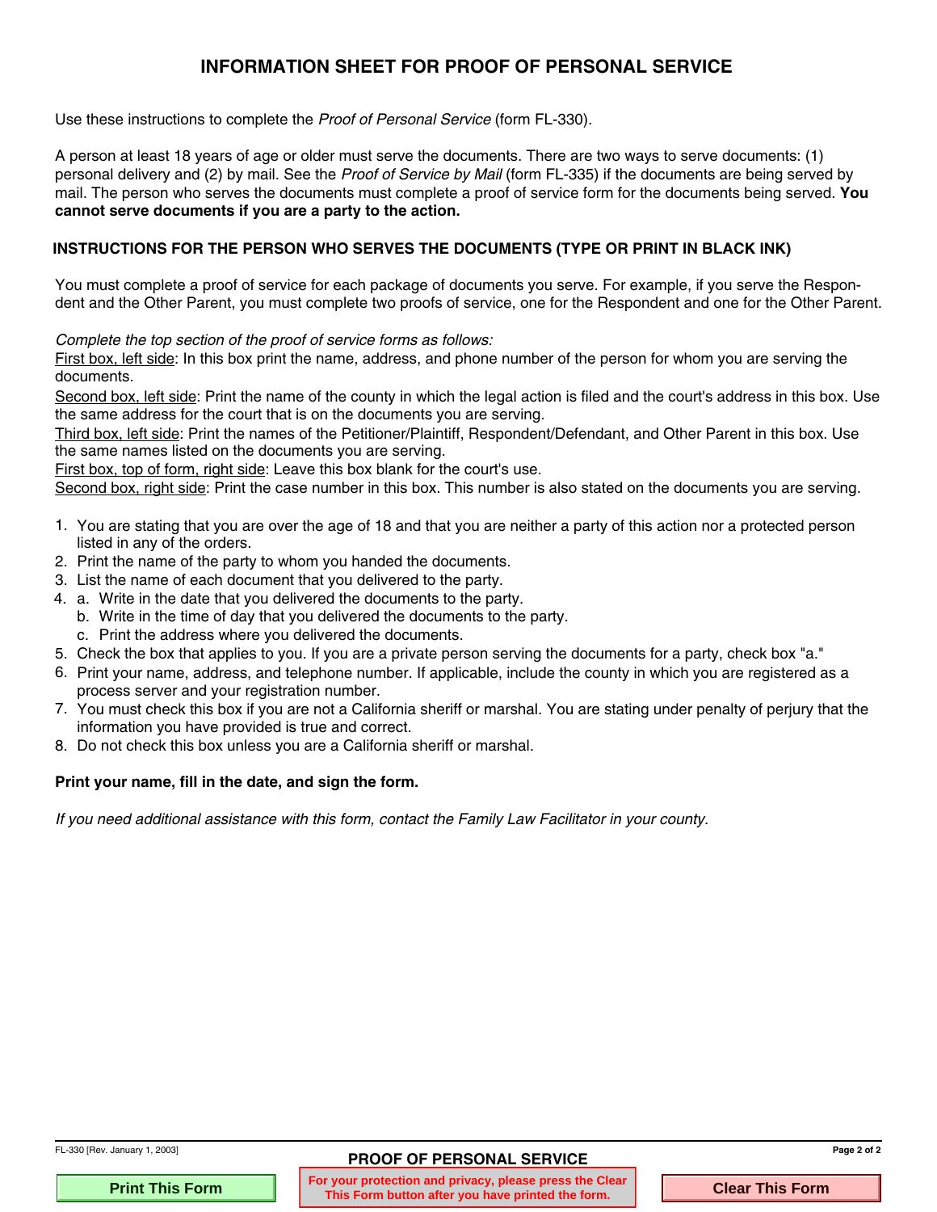# INFORMATION SHEET FOR PROOF OF PERSONAL SERVICE

Use these instructions to complete the *Proof of Personal Service* (form FL-330).

A person at least 18 years of age or older must serve the documents. There are two ways to serve documents: (1) personal delivery and (2) by mail. See the *Proof of Service by Mail* (form FL-335) if the documents are being served by mail. The person who serves the documents must complete a proof of service form for the documents being served. **You cannot serve documents if you are a party to the action.**

## INSTRUCTIONS FOR THE PERSON WHO SERVES THE DOCUMENTS (TYPE OR PRINT IN BLACK INK)

You must complete a proof of service for each package of documents you serve. For example, if you serve the Respondent and the Other Parent, you must complete two proofs of service, one for the Respondent and one for the Other Parent.

*Complete the top section of the proof of service forms as follows:*
<u>First box, left side</u>: In this box print the name, address, and phone number of the person for whom you are serving the documents.
<u>Second box, left side</u>: Print the name of the county in which the legal action is filed and the court's address in this box. Use the same address for the court that is on the documents you are serving.
<u>Third box, left side</u>: Print the names of the Petitioner/Plaintiff, Respondent/Defendant, and Other Parent in this box. Use the same names listed on the documents you are serving.
<u>First box, top of form, right side</u>: Leave this box blank for the court's use.
<u>Second box, right side</u>: Print the case number in this box. This number is also stated on the documents you are serving.

1. You are stating that you are over the age of 18 and that you are neither a party of this action nor a protected person listed in any of the orders.
2. Print the name of the party to whom you handed the documents.
3. List the name of each document that you delivered to the party.
4. a. Write in the date that you delivered the documents to the party.
   b. Write in the time of day that you delivered the documents to the party.
   c. Print the address where you delivered the documents.
5. Check the box that applies to you. If you are a private person serving the documents for a party, check box "a."
6. Print your name, address, and telephone number. If applicable, include the county in which you are registered as a process server and your registration number.
7. You must check this box if you are not a California sheriff or marshal. You are stating under penalty of perjury that the information you have provided is true and correct.
8. Do not check this box unless you are a California sheriff or marshal.

**Print your name, fill in the date, and sign the form.**

*If you need additional assistance with this form, contact the Family Law Facilitator in your county.*